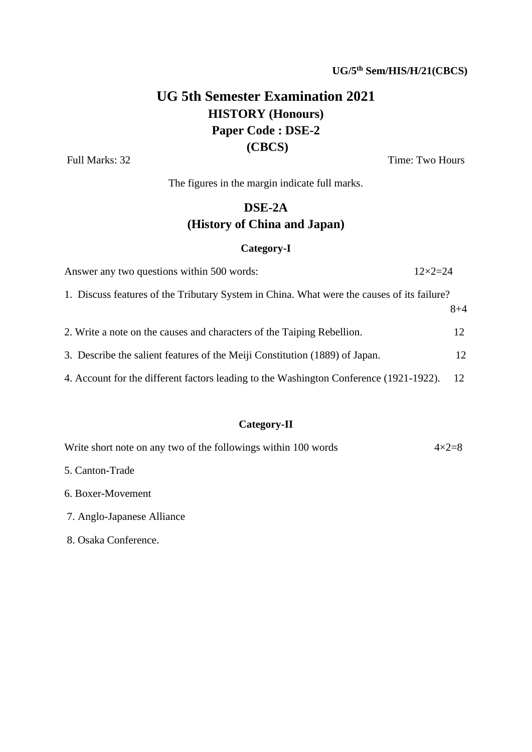UG/5th Sem/HIS/H/21(CBCS)

# UG 5th Semester Examination 2021

## HISTORY (Honours)

## Paper Code : DSE-2

## (CBCS)

Full Marks: 32 Time: Two Hours

The figures in the margin indicate full marks.

## DSE-2A

## (History of China and Japan)

### Category-I

Answer any two questions within 500 words: 12×2=24

1. Discuss features of the Tributary System in China. What were the causes of its failure? 8+4

2. Write a note on the causes and characters of the Taiping Rebellion. 12

3. Describe the salient features of the Meiji Constitution (1889) of Japan. 12

4. Account for the different factors leading to the Washington Conference (1921-1922). 12

### Category-II

Write short note on any two of the followings within 100 words 4×2=8

5. Canton-Trade

6. Boxer-Movement

7. Anglo-Japanese Alliance

8. Osaka Conference.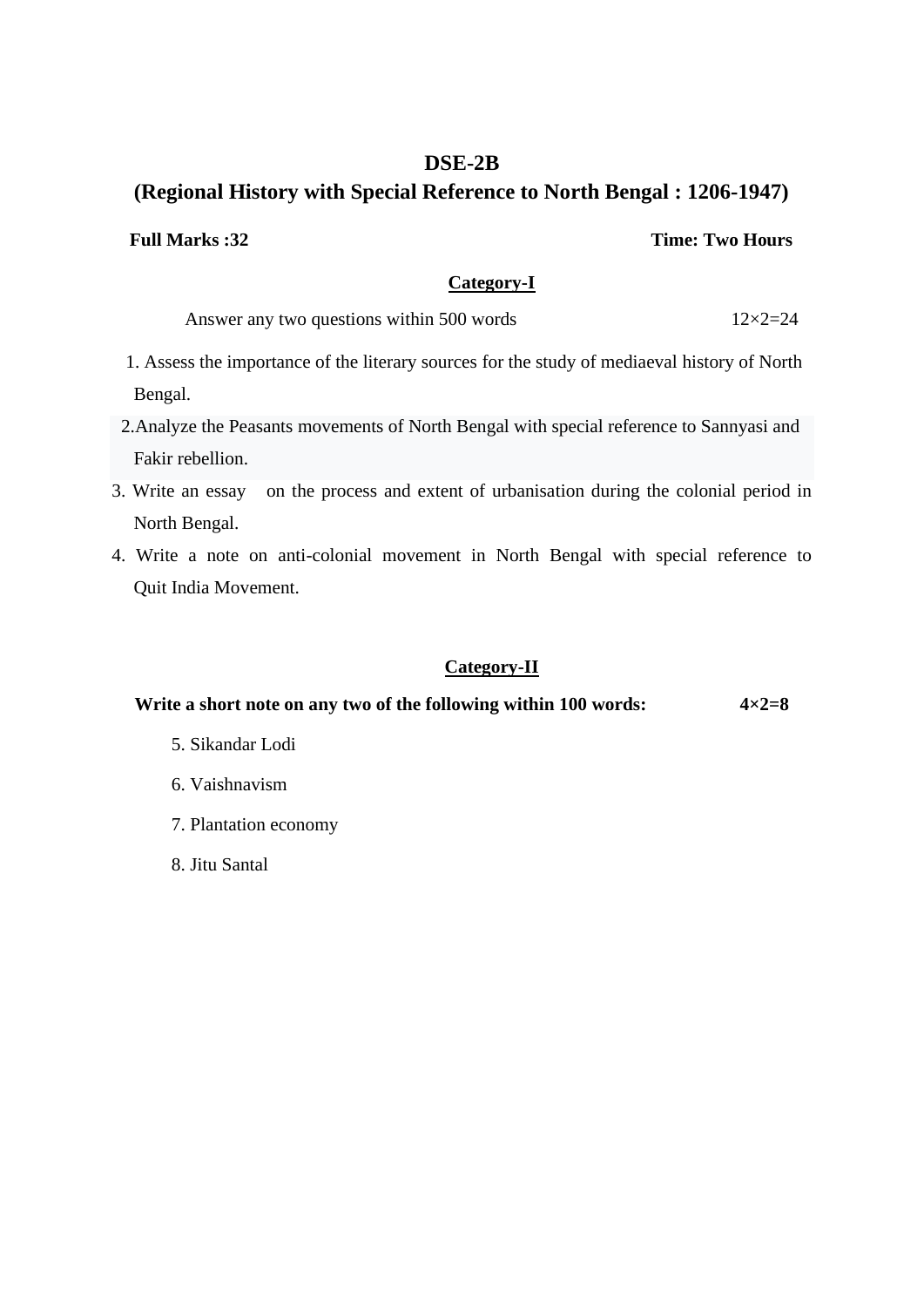# DSE-2B

## (Regional History with Special Reference to North Bengal : 1206-1947)

**Full Marks :32** **Time: Two Hours**

### Category-I

Answer any two questions within 500 words 12×2=24

1. Assess the importance of the literary sources for the study of mediaeval history of North Bengal.
2. Analyze the Peasants movements of North Bengal with special reference to Sannyasi and Fakir rebellion.
3. Write an essay on the process and extent of urbanisation during the colonial period in North Bengal.
4. Write a note on anti-colonial movement in North Bengal with special reference to Quit India Movement.

### Category-II

**Write a short note on any two of the following within 100 words: 4×2=8**

5. Sikandar Lodi
6. Vaishnavism
7. Plantation economy
8. Jitu Santal